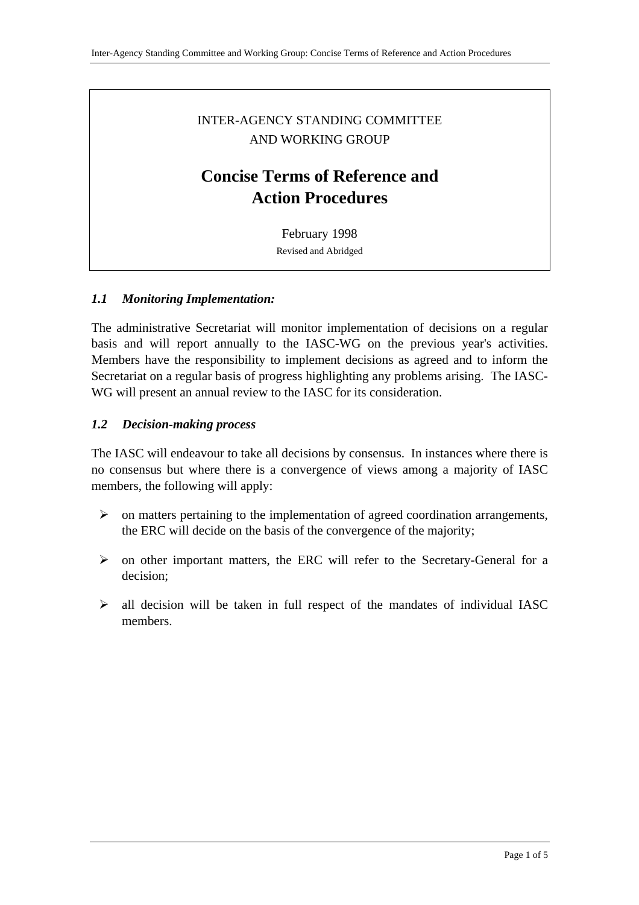INTER-AGENCY STANDING COMMITTEE
AND WORKING GROUP

# Concise Terms of Reference and Action Procedures

February 1998

Revised and Abridged

### *1.1 Monitoring Implementation:*

The administrative Secretariat will monitor implementation of decisions on a regular basis and will report annually to the IASC-WG on the previous year's activities. Members have the responsibility to implement decisions as agreed and to inform the Secretariat on a regular basis of progress highlighting any problems arising. The IASC-WG will present an annual review to the IASC for its consideration.

### *1.2 Decision-making process*

The IASC will endeavour to take all decisions by consensus. In instances where there is no consensus but where there is a convergence of views among a majority of IASC members, the following will apply:

- on matters pertaining to the implementation of agreed coordination arrangements, the ERC will decide on the basis of the convergence of the majority;
- on other important matters, the ERC will refer to the Secretary-General for a decision;
- all decision will be taken in full respect of the mandates of individual IASC members.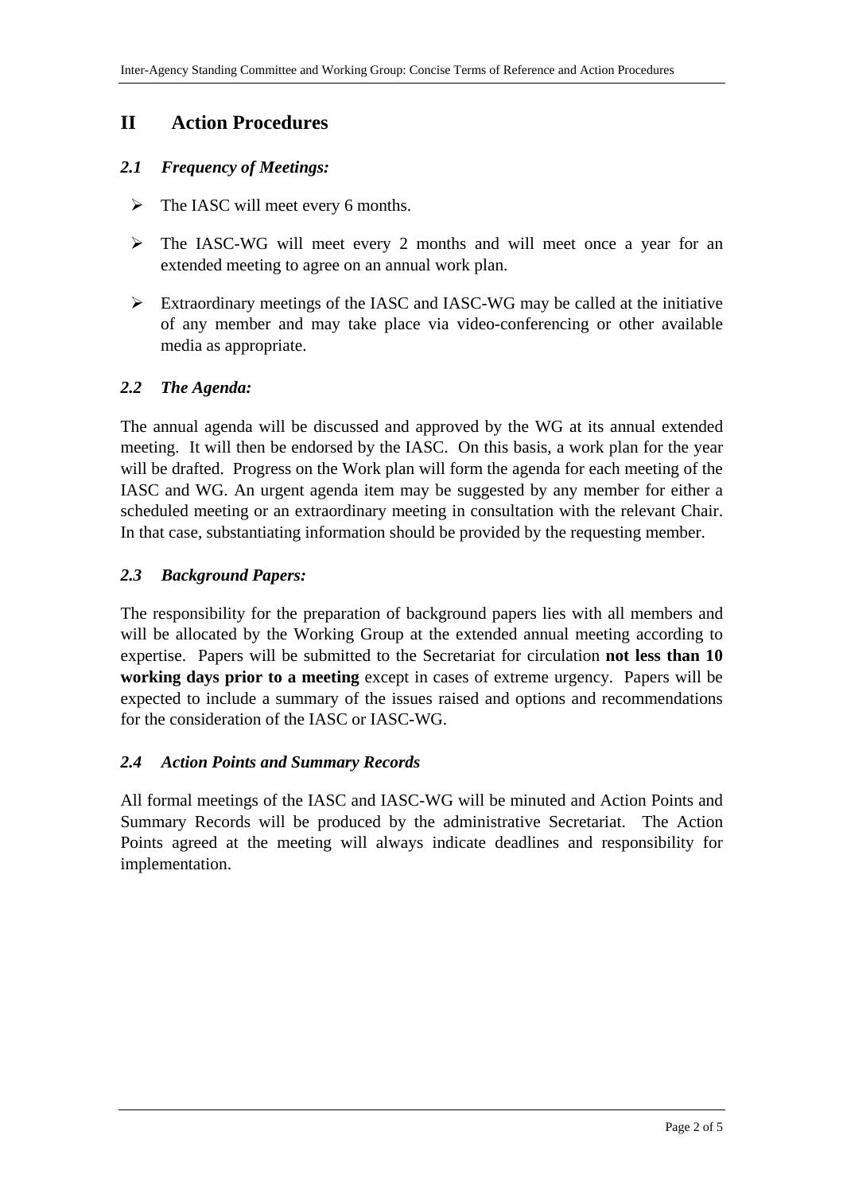# II Action Procedures

### *2.1 Frequency of Meetings:*

- The IASC will meet every 6 months.
- The IASC-WG will meet every 2 months and will meet once a year for an extended meeting to agree on an annual work plan.
- Extraordinary meetings of the IASC and IASC-WG may be called at the initiative of any member and may take place via video-conferencing or other available media as appropriate.

### *2.2 The Agenda:*

The annual agenda will be discussed and approved by the WG at its annual extended meeting. It will then be endorsed by the IASC. On this basis, a work plan for the year will be drafted. Progress on the Work plan will form the agenda for each meeting of the IASC and WG. An urgent agenda item may be suggested by any member for either a scheduled meeting or an extraordinary meeting in consultation with the relevant Chair. In that case, substantiating information should be provided by the requesting member.

### *2.3 Background Papers:*

The responsibility for the preparation of background papers lies with all members and will be allocated by the Working Group at the extended annual meeting according to expertise. Papers will be submitted to the Secretariat for circulation **not less than 10 working days prior to a meeting** except in cases of extreme urgency. Papers will be expected to include a summary of the issues raised and options and recommendations for the consideration of the IASC or IASC-WG.

### *2.4 Action Points and Summary Records*

All formal meetings of the IASC and IASC-WG will be minuted and Action Points and Summary Records will be produced by the administrative Secretariat. The Action Points agreed at the meeting will always indicate deadlines and responsibility for implementation.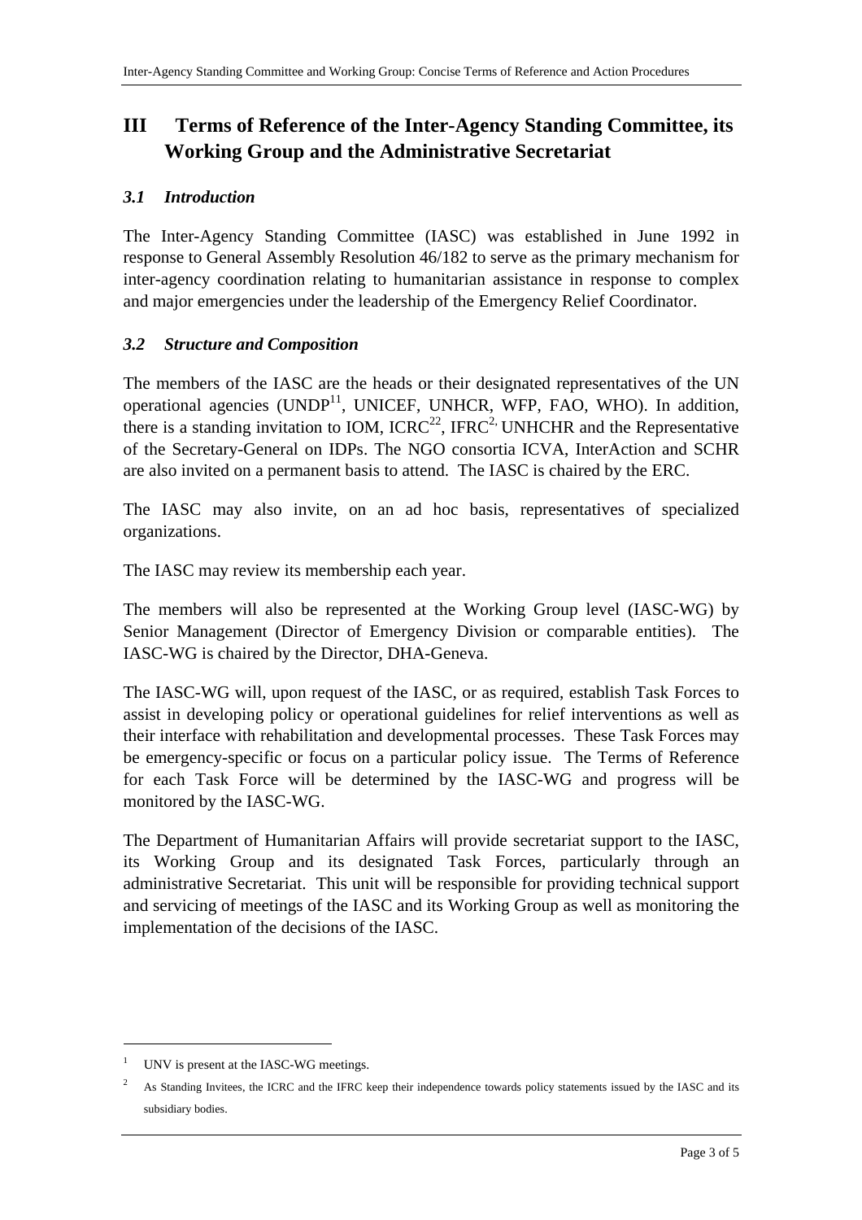## III Terms of Reference of the Inter-Agency Standing Committee, its Working Group and the Administrative Secretariat

### *3.1 Introduction*

The Inter-Agency Standing Committee (IASC) was established in June 1992 in response to General Assembly Resolution 46/182 to serve as the primary mechanism for inter-agency coordination relating to humanitarian assistance in response to complex and major emergencies under the leadership of the Emergency Relief Coordinator.

### *3.2 Structure and Composition*

The members of the IASC are the heads or their designated representatives of the UN operational agencies (UNDP[1], UNICEF, UNHCR, WFP, FAO, WHO). In addition, there is a standing invitation to IOM, ICRC[2], IFRC[2], UNHCHR and the Representative of the Secretary-General on IDPs. The NGO consortia ICVA, InterAction and SCHR are also invited on a permanent basis to attend. The IASC is chaired by the ERC.

The IASC may also invite, on an ad hoc basis, representatives of specialized organizations.

The IASC may review its membership each year.

The members will also be represented at the Working Group level (IASC-WG) by Senior Management (Director of Emergency Division or comparable entities). The IASC-WG is chaired by the Director, DHA-Geneva.

The IASC-WG will, upon request of the IASC, or as required, establish Task Forces to assist in developing policy or operational guidelines for relief interventions as well as their interface with rehabilitation and developmental processes. These Task Forces may be emergency-specific or focus on a particular policy issue. The Terms of Reference for each Task Force will be determined by the IASC-WG and progress will be monitored by the IASC-WG.

The Department of Humanitarian Affairs will provide secretariat support to the IASC, its Working Group and its designated Task Forces, particularly through an administrative Secretariat. This unit will be responsible for providing technical support and servicing of meetings of the IASC and its Working Group as well as monitoring the implementation of the decisions of the IASC.

---

[1] UNV is present at the IASC-WG meetings.

[2] As Standing Invitees, the ICRC and the IFRC keep their independence towards policy statements issued by the IASC and its subsidiary bodies.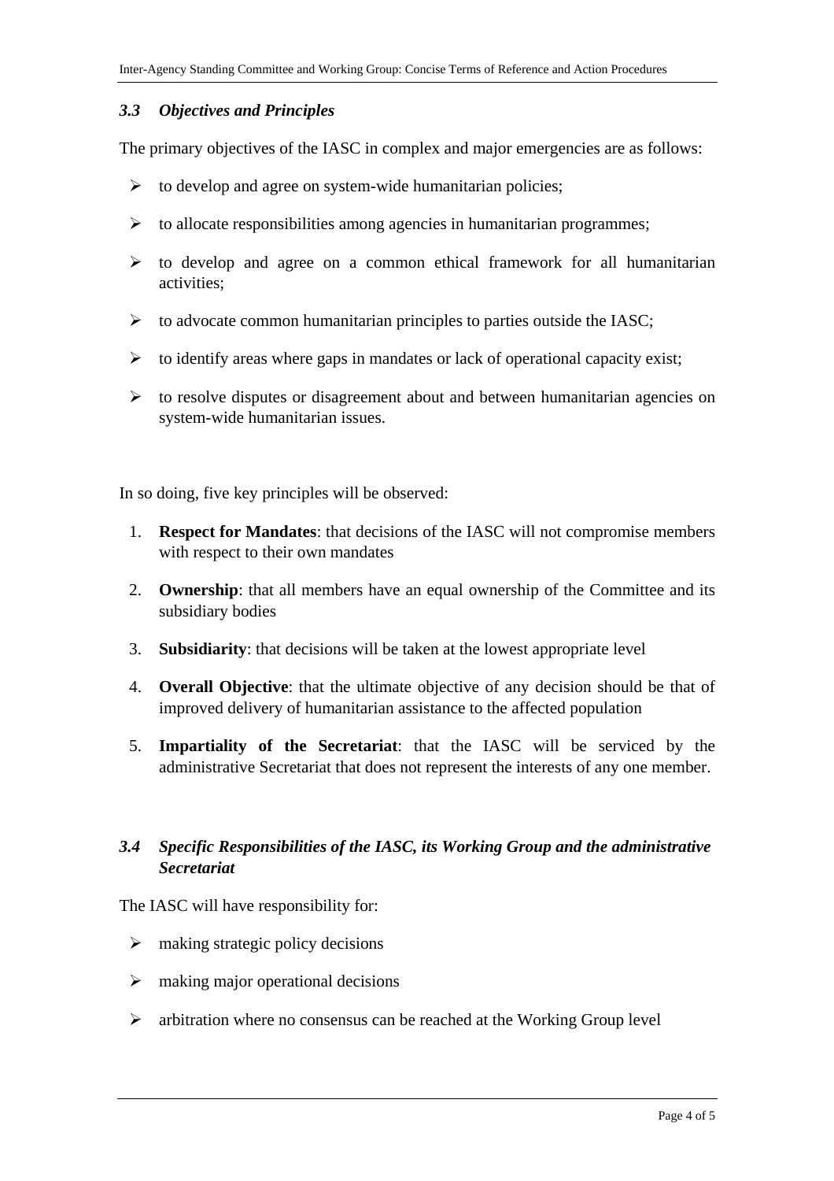### *3.3 Objectives and Principles*

The primary objectives of the IASC in complex and major emergencies are as follows:

- to develop and agree on system-wide humanitarian policies;
- to allocate responsibilities among agencies in humanitarian programmes;
- to develop and agree on a common ethical framework for all humanitarian activities;
- to advocate common humanitarian principles to parties outside the IASC;
- to identify areas where gaps in mandates or lack of operational capacity exist;
- to resolve disputes or disagreement about and between humanitarian agencies on system-wide humanitarian issues.

In so doing, five key principles will be observed:

1. **Respect for Mandates**: that decisions of the IASC will not compromise members with respect to their own mandates
2. **Ownership**: that all members have an equal ownership of the Committee and its subsidiary bodies
3. **Subsidiarity**: that decisions will be taken at the lowest appropriate level
4. **Overall Objective**: that the ultimate objective of any decision should be that of improved delivery of humanitarian assistance to the affected population
5. **Impartiality of the Secretariat**: that the IASC will be serviced by the administrative Secretariat that does not represent the interests of any one member.

### *3.4 Specific Responsibilities of the IASC, its Working Group and the administrative Secretariat*

The IASC will have responsibility for:

- making strategic policy decisions
- making major operational decisions
- arbitration where no consensus can be reached at the Working Group level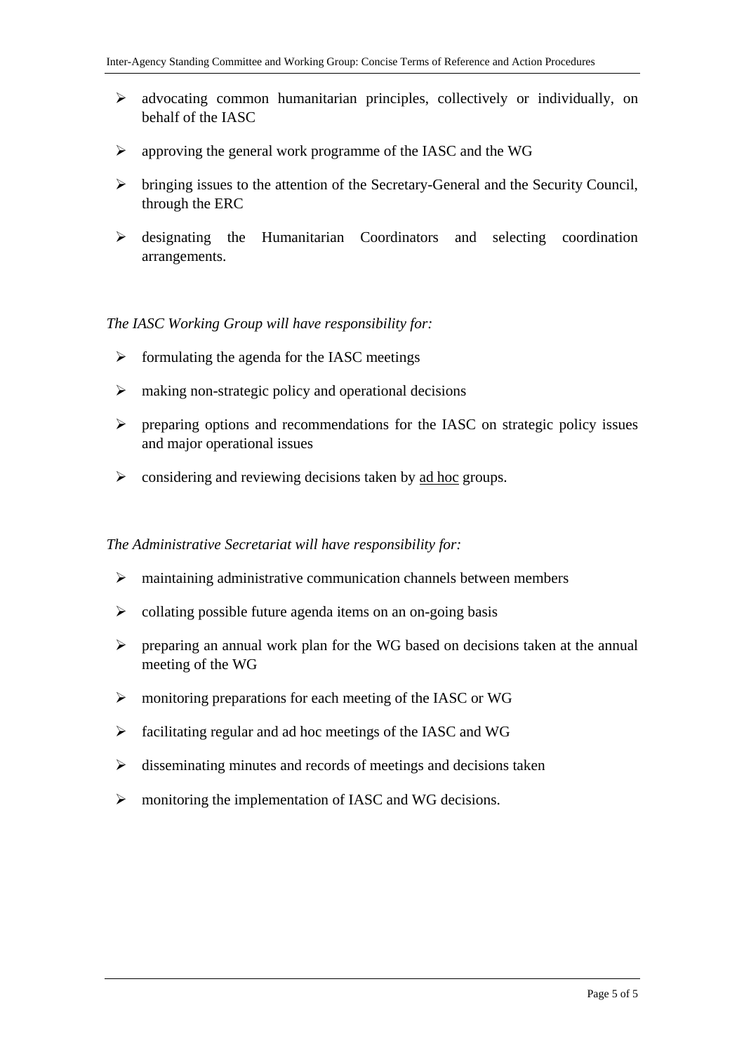- advocating common humanitarian principles, collectively or individually, on behalf of the IASC
- approving the general work programme of the IASC and the WG
- bringing issues to the attention of the Secretary-General and the Security Council, through the ERC
- designating the Humanitarian Coordinators and selecting coordination arrangements.

*The IASC Working Group will have responsibility for:*

- formulating the agenda for the IASC meetings
- making non-strategic policy and operational decisions
- preparing options and recommendations for the IASC on strategic policy issues and major operational issues
- considering and reviewing decisions taken by <u>ad hoc</u> groups.

*The Administrative Secretariat will have responsibility for:*

- maintaining administrative communication channels between members
- collating possible future agenda items on an on-going basis
- preparing an annual work plan for the WG based on decisions taken at the annual meeting of the WG
- monitoring preparations for each meeting of the IASC or WG
- facilitating regular and ad hoc meetings of the IASC and WG
- disseminating minutes and records of meetings and decisions taken
- monitoring the implementation of IASC and WG decisions.